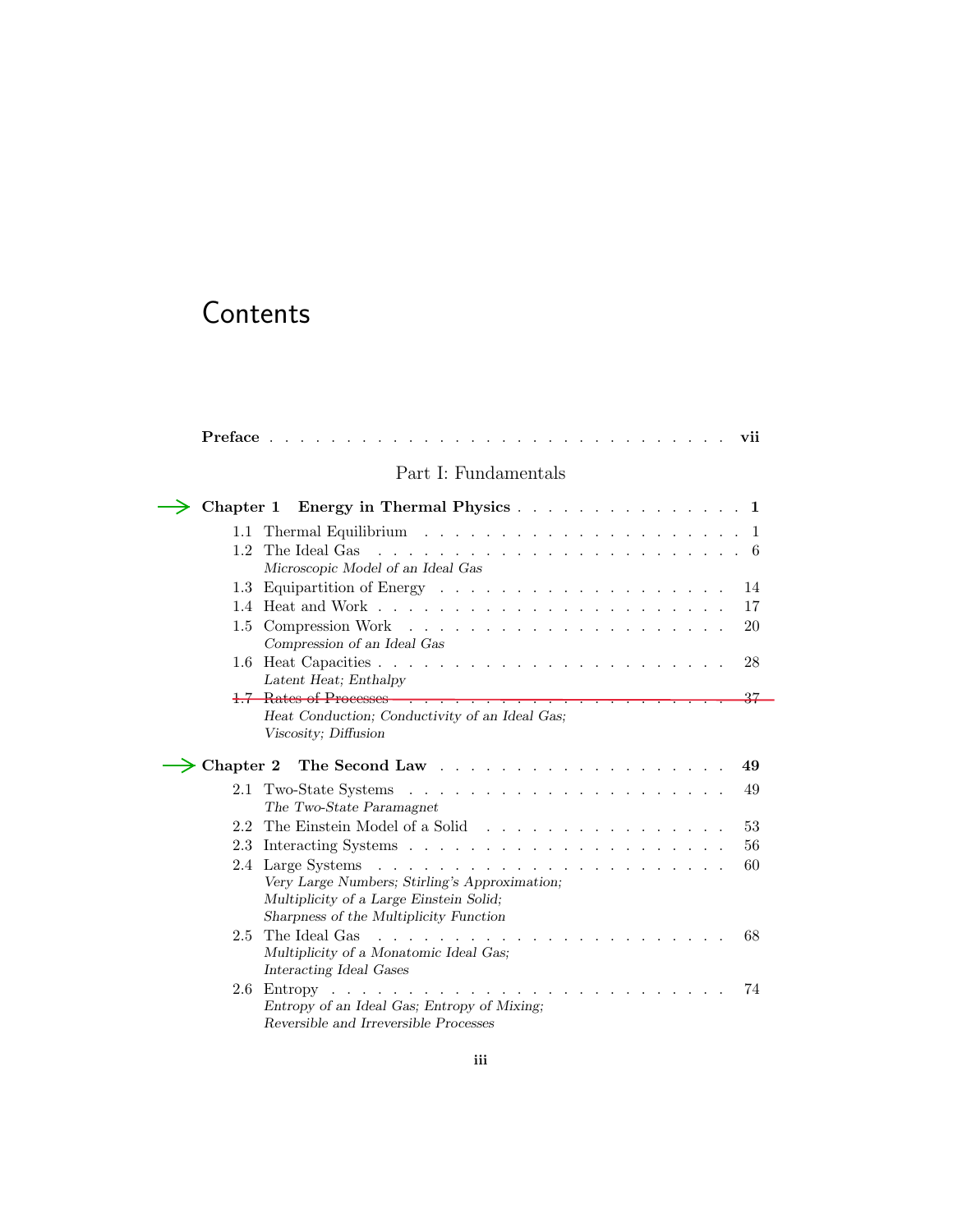# Contents

**Preface** . . . . . . . . . . vii

## Part I: Fundamentals

**Chapter 1 Energy in Thermal Physics** . . . . . . . . . . **1**

- 1.1 Thermal Equilibrium . . . . . . . . . . 1
- 1.2 The Ideal Gas . . . . . . . . . . 6
  - *Microscopic Model of an Ideal Gas*
- 1.3 Equipartition of Energy . . . . . . . . . . 14
- 1.4 Heat and Work . . . . . . . . . . 17
- 1.5 Compression Work . . . . . . . . . . 20
  - *Compression of an Ideal Gas*
- 1.6 Heat Capacities . . . . . . . . . . 28
  - *Latent Heat; Enthalpy*
- ~~1.7 Rates of Processes . . . . . . . . . . 37~~
  - *Heat Conduction; Conductivity of an Ideal Gas; Viscosity; Diffusion*

**Chapter 2 The Second Law** . . . . . . . . . . **49**

- 2.1 Two-State Systems . . . . . . . . . . 49
  - *The Two-State Paramagnet*
- 2.2 The Einstein Model of a Solid . . . . . . . . . . 53
- 2.3 Interacting Systems . . . . . . . . . . 56
- 2.4 Large Systems . . . . . . . . . . 60
  - *Very Large Numbers; Stirling's Approximation; Multiplicity of a Large Einstein Solid; Sharpness of the Multiplicity Function*
- 2.5 The Ideal Gas . . . . . . . . . . 68
  - *Multiplicity of a Monatomic Ideal Gas; Interacting Ideal Gases*
- 2.6 Entropy . . . . . . . . . . 74
  - *Entropy of an Ideal Gas; Entropy of Mixing; Reversible and Irreversible Processes*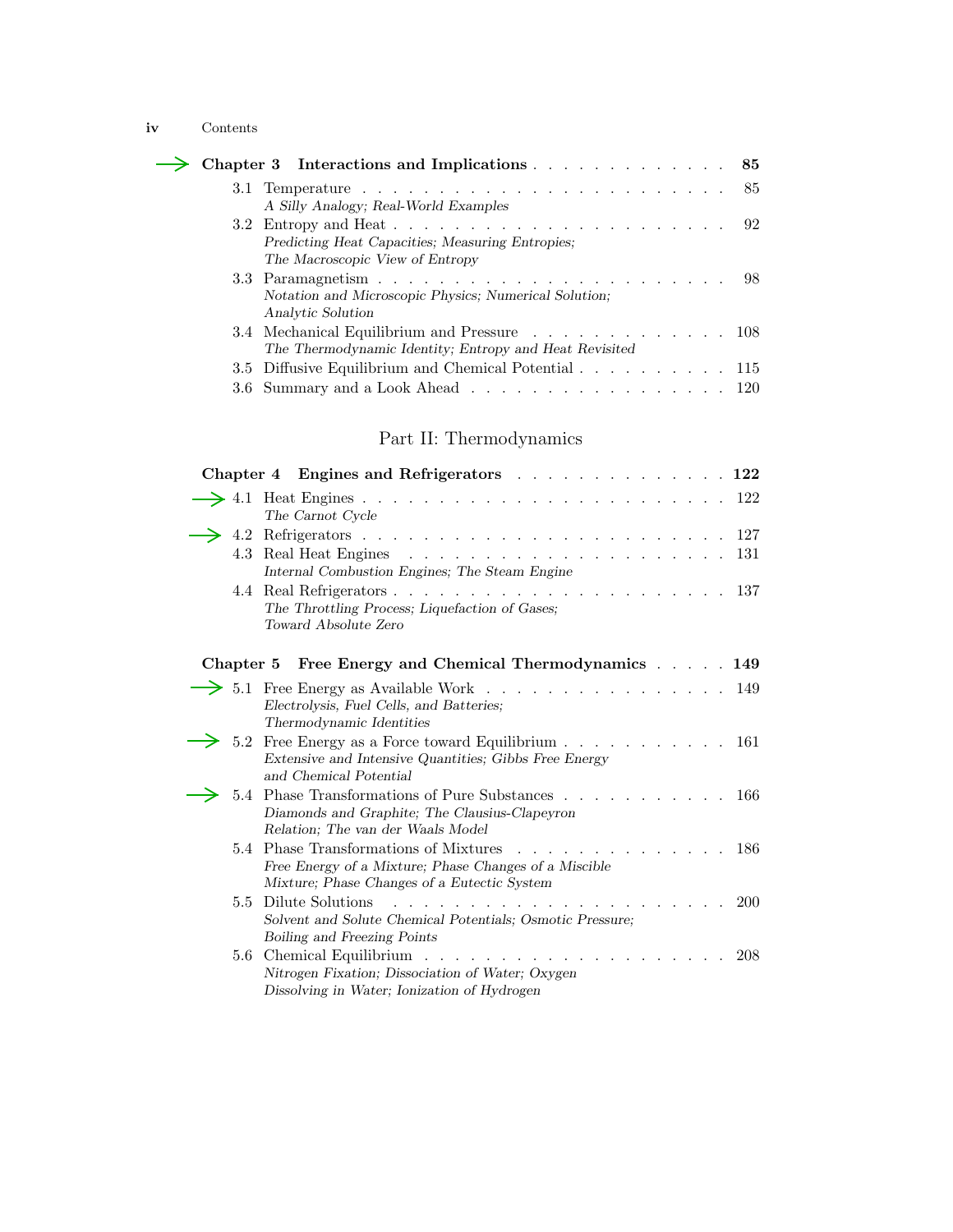**Chapter 3 Interactions and Implications** . . . . . . . . . . . . . . **85**

- 3.1 Temperature . . . . . . . . . . . . . . . . . . . . . . . . 85
  *A Silly Analogy; Real-World Examples*
- 3.2 Entropy and Heat . . . . . . . . . . . . . . . . . . . . . . 92
  *Predicting Heat Capacities; Measuring Entropies; The Macroscopic View of Entropy*
- 3.3 Paramagnetism . . . . . . . . . . . . . . . . . . . . . . . 98
  *Notation and Microscopic Physics; Numerical Solution; Analytic Solution*
- 3.4 Mechanical Equilibrium and Pressure . . . . . . . . . . . . . 108
  *The Thermodynamic Identity; Entropy and Heat Revisited*
- 3.5 Diffusive Equilibrium and Chemical Potential . . . . . . . . . . 115
- 3.6 Summary and a Look Ahead . . . . . . . . . . . . . . . . . 120

## Part II: Thermodynamics

**Chapter 4 Engines and Refrigerators** . . . . . . . . . . . . . . **122**

- 4.1 Heat Engines . . . . . . . . . . . . . . . . . . . . . . . . 122
  *The Carnot Cycle*
- 4.2 Refrigerators . . . . . . . . . . . . . . . . . . . . . . . . 127
- 4.3 Real Heat Engines . . . . . . . . . . . . . . . . . . . . . . 131
  *Internal Combustion Engines; The Steam Engine*
- 4.4 Real Refrigerators . . . . . . . . . . . . . . . . . . . . . . 137
  *The Throttling Process; Liquefaction of Gases; Toward Absolute Zero*

**Chapter 5 Free Energy and Chemical Thermodynamics** . . . . . **149**

- 5.1 Free Energy as Available Work . . . . . . . . . . . . . . . . 149
  *Electrolysis, Fuel Cells, and Batteries; Thermodynamic Identities*
- 5.2 Free Energy as a Force toward Equilibrium . . . . . . . . . . . 161
  *Extensive and Intensive Quantities; Gibbs Free Energy and Chemical Potential*
- 5.4 Phase Transformations of Pure Substances . . . . . . . . . . . 166
  *Diamonds and Graphite; The Clausius-Clapeyron Relation; The van der Waals Model*
- 5.4 Phase Transformations of Mixtures . . . . . . . . . . . . . . 186
  *Free Energy of a Mixture; Phase Changes of a Miscible Mixture; Phase Changes of a Eutectic System*
- 5.5 Dilute Solutions . . . . . . . . . . . . . . . . . . . . . . . 200
  *Solvent and Solute Chemical Potentials; Osmotic Pressure; Boiling and Freezing Points*
- 5.6 Chemical Equilibrium . . . . . . . . . . . . . . . . . . . . 208
  *Nitrogen Fixation; Dissociation of Water; Oxygen Dissolving in Water; Ionization of Hydrogen*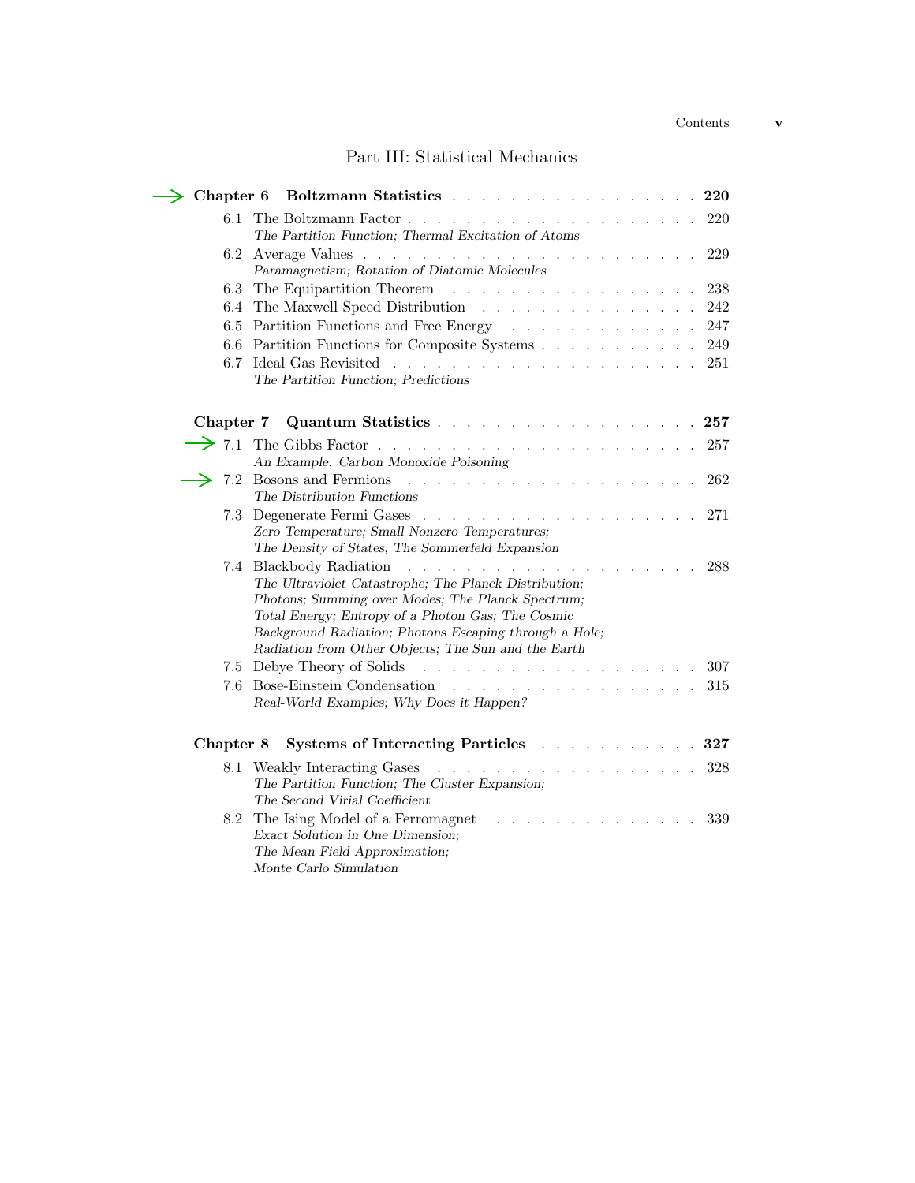## Part III: Statistical Mechanics

→ **Chapter 6 Boltzmann Statistics** . . . . . . . . . . . . . . . . . . **220**

- 6.1 The Boltzmann Factor . . . . . . . . . . . . . . . . . . . . . 220
  *The Partition Function; Thermal Excitation of Atoms*
- 6.2 Average Values . . . . . . . . . . . . . . . . . . . . . . . 229
  *Paramagnetism; Rotation of Diatomic Molecules*
- 6.3 The Equipartition Theorem . . . . . . . . . . . . . . . . . 238
- 6.4 The Maxwell Speed Distribution . . . . . . . . . . . . . . . 242
- 6.5 Partition Functions and Free Energy . . . . . . . . . . . . . 247
- 6.6 Partition Functions for Composite Systems . . . . . . . . . . . 249
- 6.7 Ideal Gas Revisited . . . . . . . . . . . . . . . . . . . . . 251
  *The Partition Function; Predictions*

**Chapter 7 Quantum Statistics** . . . . . . . . . . . . . . . . . . **257**

- → 7.1 The Gibbs Factor . . . . . . . . . . . . . . . . . . . . . . 257
  *An Example: Carbon Monoxide Poisoning*
- → 7.2 Bosons and Fermions . . . . . . . . . . . . . . . . . . . . 262
  *The Distribution Functions*
- 7.3 Degenerate Fermi Gases . . . . . . . . . . . . . . . . . . . 271
  *Zero Temperature; Small Nonzero Temperatures; The Density of States; The Sommerfeld Expansion*
- 7.4 Blackbody Radiation . . . . . . . . . . . . . . . . . . . . 288
  *The Ultraviolet Catastrophe; The Planck Distribution; Photons; Summing over Modes; The Planck Spectrum; Total Energy; Entropy of a Photon Gas; The Cosmic Background Radiation; Photons Escaping through a Hole; Radiation from Other Objects; The Sun and the Earth*
- 7.5 Debye Theory of Solids . . . . . . . . . . . . . . . . . . . 307
- 7.6 Bose-Einstein Condensation . . . . . . . . . . . . . . . . . 315
  *Real-World Examples; Why Does it Happen?*

**Chapter 8 Systems of Interacting Particles** . . . . . . . . . . . . **327**

- 8.1 Weakly Interacting Gases . . . . . . . . . . . . . . . . . . 328
  *The Partition Function; The Cluster Expansion; The Second Virial Coefficient*
- 8.2 The Ising Model of a Ferromagnet . . . . . . . . . . . . . . 339
  *Exact Solution in One Dimension; The Mean Field Approximation; Monte Carlo Simulation*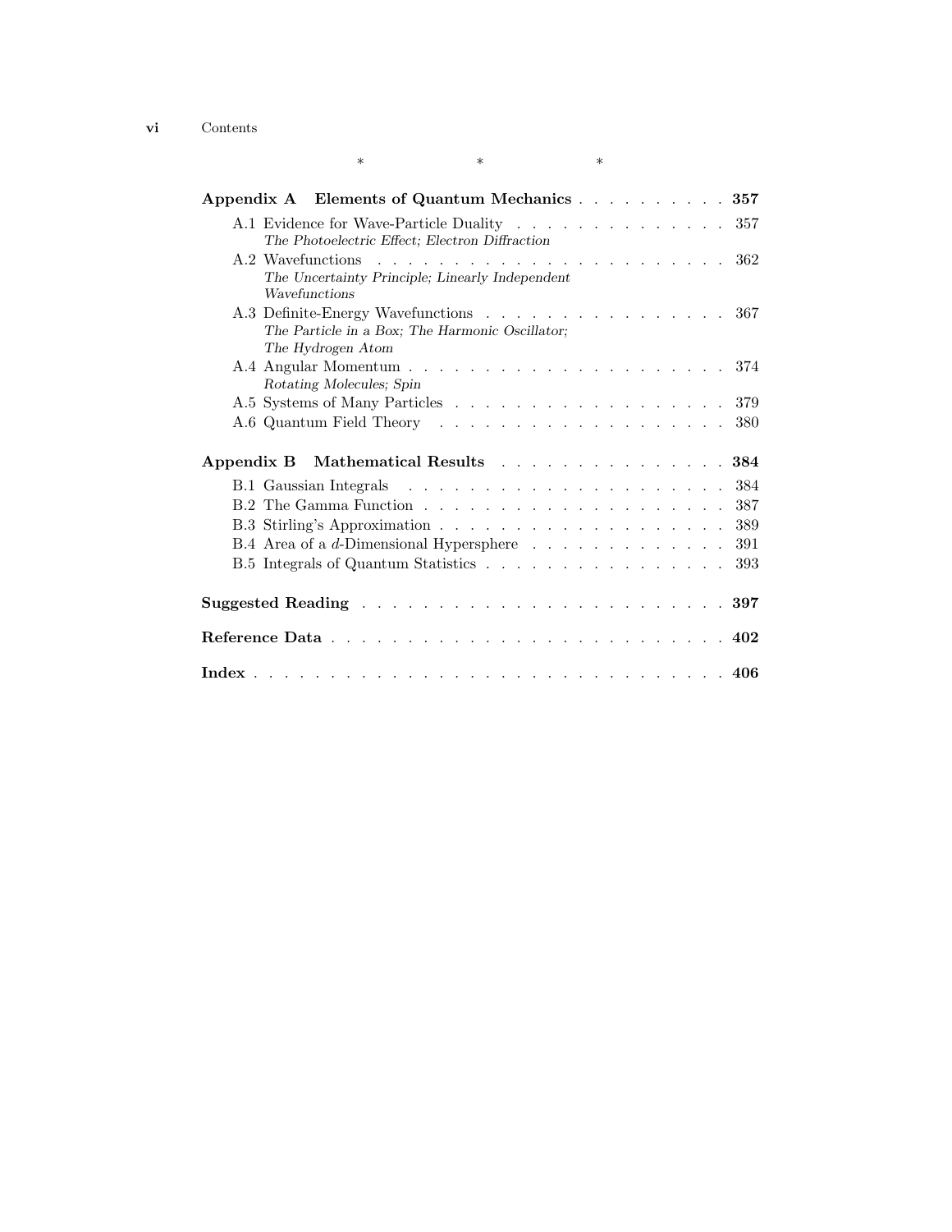\*     \*     \*

**Appendix A Elements of Quantum Mechanics** . . . . . . . . . . **357**

A.1 Evidence for Wave-Particle Duality . . . . . . . . . . . . . . . 357
*The Photoelectric Effect; Electron Diffraction*

A.2 Wavefunctions . . . . . . . . . . . . . . . . . . . . . . . . 362
*The Uncertainty Principle; Linearly Independent Wavefunctions*

A.3 Definite-Energy Wavefunctions . . . . . . . . . . . . . . . . 367
*The Particle in a Box; The Harmonic Oscillator; The Hydrogen Atom*

A.4 Angular Momentum . . . . . . . . . . . . . . . . . . . . . 374
*Rotating Molecules; Spin*

A.5 Systems of Many Particles . . . . . . . . . . . . . . . . . . 379

A.6 Quantum Field Theory . . . . . . . . . . . . . . . . . . . 380

**Appendix B Mathematical Results** . . . . . . . . . . . . . . . . **384**

B.1 Gaussian Integrals . . . . . . . . . . . . . . . . . . . . . 384

B.2 The Gamma Function . . . . . . . . . . . . . . . . . . . . 387

B.3 Stirling's Approximation . . . . . . . . . . . . . . . . . . . 389

B.4 Area of a $d$-Dimensional Hypersphere . . . . . . . . . . . . . 391

B.5 Integrals of Quantum Statistics . . . . . . . . . . . . . . . . 393

**Suggested Reading** . . . . . . . . . . . . . . . . . . . . . . . . **397**

**Reference Data** . . . . . . . . . . . . . . . . . . . . . . . . . . **402**

**Index** . . . . . . . . . . . . . . . . . . . . . . . . . . . . . . . **406**